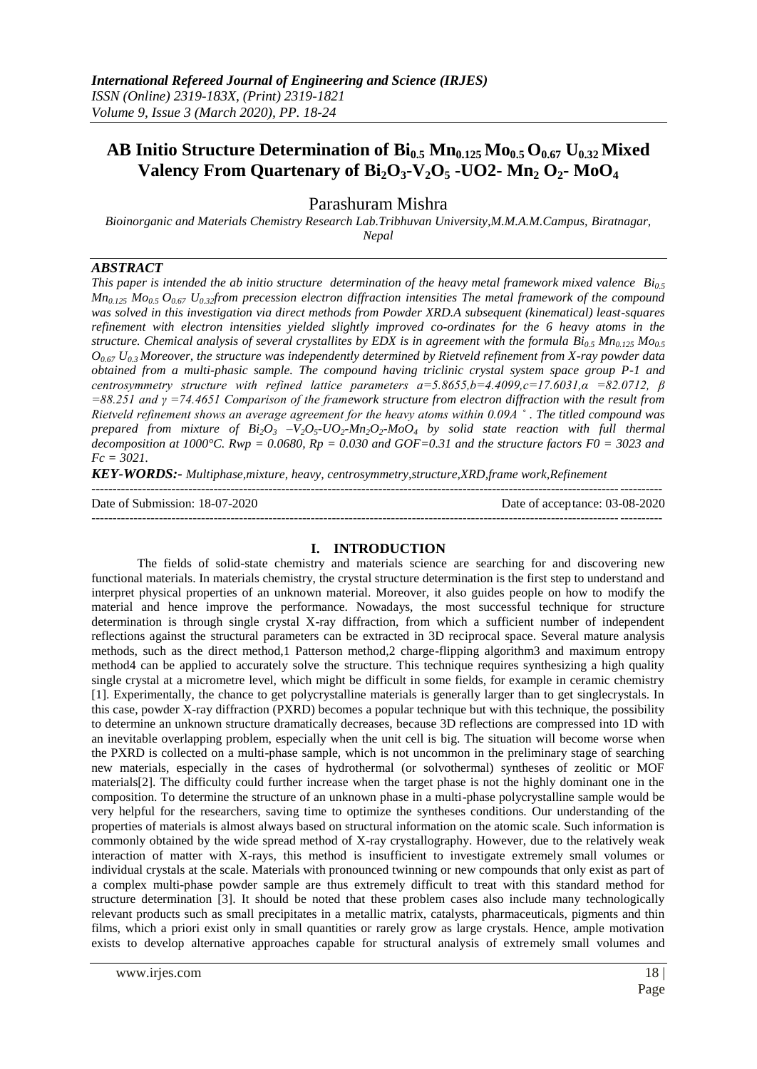# AB Initio Structure Determination of $Bi_{0.5}$ $Mn_{0.125}$ $Mo_{0.5}$ $O_{0.67}$ $U_{0.32}$ Mixed Valency From Quartenary of $Bi_2O_3$-$V_2O_5$ -UO2- $Mn_2$ $O_2$- $MoO_4$

Parashuram Mishra

*Bioinorganic and Materials Chemistry Research Lab.Tribhuvan University,M.M.A.M.Campus, Biratnagar, Nepal*

## *ABSTRACT*

*This paper is intended the ab initio structure determination of the heavy metal framework mixed valence $Bi_{0.5}$ $Mn_{0.125}$ $Mo_{0.5}$ $O_{0.67}$ $U_{0.32}$from precession electron diffraction intensities The metal framework of the compound was solved in this investigation via direct methods from Powder XRD.A subsequent (kinematical) least-squares refinement with electron intensities yielded slightly improved co-ordinates for the 6 heavy atoms in the structure. Chemical analysis of several crystallites by EDX is in agreement with the formula $Bi_{0.5}$ $Mn_{0.125}$ $Mo_{0.5}$ $O_{0.67}$ $U_{0.3}$ Moreover, the structure was independently determined by Rietveld refinement from X-ray powder data obtained from a multi-phasic sample. The compound having triclinic crystal system space group P-1 and centrosymmetry structure with refined lattice parameters a=5.8655,b=4.4099,c=17.6031,α =82.0712, β =88.251 and γ =74.4651 Comparison of the framework structure from electron diffraction with the result from Rietveld refinement shows an average agreement for the heavy atoms within 0.09A˚. The titled compound was prepared from mixture of $Bi_2O_3$ –$V_2O_5$-$UO_2$-$Mn_2O_2$-$MoO_4$ by solid state reaction with full thermal decomposition at 1000°C. Rwp = 0.0680, Rp = 0.030 and GOF=0.31 and the structure factors F0 = 3023 and Fc = 3021.*

***KEY-WORDS:-*** *Multiphase,mixture, heavy, centrosymmetry,structure,XRD,frame work,Refinement*

---

Date of Submission: 18-07-2020 Date of acceptance: 03-08-2020

---

## I. INTRODUCTION

The fields of solid-state chemistry and materials science are searching for and discovering new functional materials. In materials chemistry, the crystal structure determination is the first step to understand and interpret physical properties of an unknown material. Moreover, it also guides people on how to modify the material and hence improve the performance. Nowadays, the most successful technique for structure determination is through single crystal X-ray diffraction, from which a sufficient number of independent reflections against the structural parameters can be extracted in 3D reciprocal space. Several mature analysis methods, such as the direct method,1 Patterson method,2 charge-flipping algorithm3 and maximum entropy method4 can be applied to accurately solve the structure. This technique requires synthesizing a high quality single crystal at a micrometre level, which might be difficult in some fields, for example in ceramic chemistry [1]. Experimentally, the chance to get polycrystalline materials is generally larger than to get singlecrystals. In this case, powder X-ray diffraction (PXRD) becomes a popular technique but with this technique, the possibility to determine an unknown structure dramatically decreases, because 3D reflections are compressed into 1D with an inevitable overlapping problem, especially when the unit cell is big. The situation will become worse when the PXRD is collected on a multi-phase sample, which is not uncommon in the preliminary stage of searching new materials, especially in the cases of hydrothermal (or solvothermal) syntheses of zeolitic or MOF materials[2]. The difficulty could further increase when the target phase is not the highly dominant one in the composition. To determine the structure of an unknown phase in a multi-phase polycrystalline sample would be very helpful for the researchers, saving time to optimize the syntheses conditions. Our understanding of the properties of materials is almost always based on structural information on the atomic scale. Such information is commonly obtained by the wide spread method of X-ray crystallography. However, due to the relatively weak interaction of matter with X-rays, this method is insufficient to investigate extremely small volumes or individual crystals at the scale. Materials with pronounced twinning or new compounds that only exist as part of a complex multi-phase powder sample are thus extremely difficult to treat with this standard method for structure determination [3]. It should be noted that these problem cases also include many technologically relevant products such as small precipitates in a metallic matrix, catalysts, pharmaceuticals, pigments and thin films, which a priori exist only in small quantities or rarely grow as large crystals. Hence, ample motivation exists to develop alternative approaches capable for structural analysis of extremely small volumes and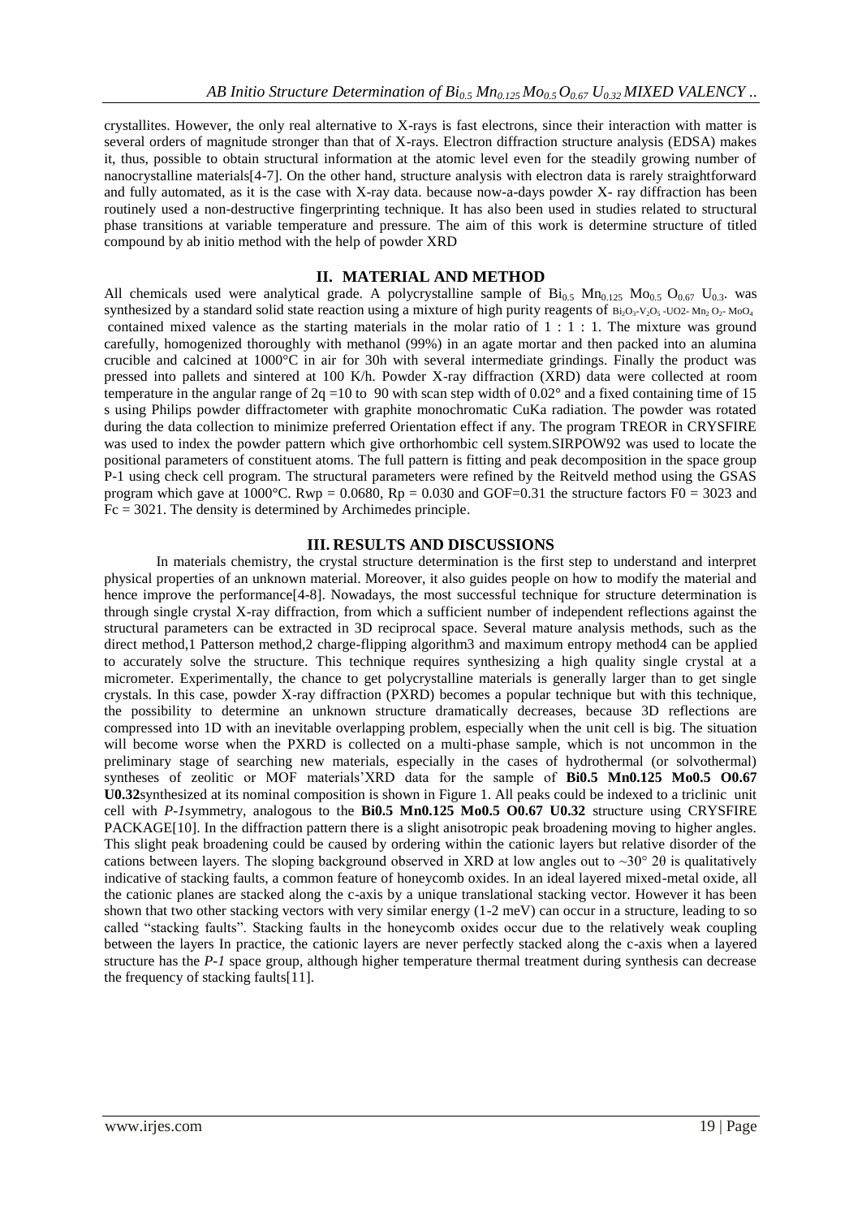crystallites. However, the only real alternative to X-rays is fast electrons, since their interaction with matter is several orders of magnitude stronger than that of X-rays. Electron diffraction structure analysis (EDSA) makes it, thus, possible to obtain structural information at the atomic level even for the steadily growing number of nanocrystalline materials[4-7]. On the other hand, structure analysis with electron data is rarely straightforward and fully automated, as it is the case with X-ray data. because now-a-days powder X- ray diffraction has been routinely used a non-destructive fingerprinting technique. It has also been used in studies related to structural phase transitions at variable temperature and pressure. The aim of this work is determine structure of titled compound by ab initio method with the help of powder XRD

## II. MATERIAL AND METHOD

All chemicals used were analytical grade. A polycrystalline sample of $Bi_{0.5}$ $Mn_{0.125}$ $Mo_{0.5}$ $O_{0.67}$ $U_{0.3}$. was synthesized by a standard solid state reaction using a mixture of high purity reagents of $Bi_2O_3$-$V_2O_5$ -UO2- $Mn_2$ $O_2$- $MoO_4$ contained mixed valence as the starting materials in the molar ratio of 1 : 1 : 1. The mixture was ground carefully, homogenized thoroughly with methanol (99%) in an agate mortar and then packed into an alumina crucible and calcined at 1000°C in air for 30h with several intermediate grindings. Finally the product was pressed into pallets and sintered at 100 K/h. Powder X-ray diffraction (XRD) data were collected at room temperature in the angular range of 2q =10 to 90 with scan step width of 0.02° and a fixed containing time of 15 s using Philips powder diffractometer with graphite monochromatic CuKa radiation. The powder was rotated during the data collection to minimize preferred Orientation effect if any. The program TREOR in CRYSFIRE was used to index the powder pattern which give orthorhombic cell system.SIRPOW92 was used to locate the positional parameters of constituent atoms. The full pattern is fitting and peak decomposition in the space group P-1 using check cell program. The structural parameters were refined by the Reitveld method using the GSAS program which gave at 1000°C. Rwp = 0.0680, Rp = 0.030 and GOF=0.31 the structure factors F0 = 3023 and Fc = 3021. The density is determined by Archimedes principle.

## III. RESULTS AND DISCUSSIONS

In materials chemistry, the crystal structure determination is the first step to understand and interpret physical properties of an unknown material. Moreover, it also guides people on how to modify the material and hence improve the performance[4-8]. Nowadays, the most successful technique for structure determination is through single crystal X-ray diffraction, from which a sufficient number of independent reflections against the structural parameters can be extracted in 3D reciprocal space. Several mature analysis methods, such as the direct method,1 Patterson method,2 charge-flipping algorithm3 and maximum entropy method4 can be applied to accurately solve the structure. This technique requires synthesizing a high quality single crystal at a micrometer. Experimentally, the chance to get polycrystalline materials is generally larger than to get single crystals. In this case, powder X-ray diffraction (PXRD) becomes a popular technique but with this technique, the possibility to determine an unknown structure dramatically decreases, because 3D reflections are compressed into 1D with an inevitable overlapping problem, especially when the unit cell is big. The situation will become worse when the PXRD is collected on a multi-phase sample, which is not uncommon in the preliminary stage of searching new materials, especially in the cases of hydrothermal (or solvothermal) syntheses of zeolitic or MOF materials'XRD data for the sample of **Bi0.5 Mn0.125 Mo0.5 O0.67 U0.32**synthesized at its nominal composition is shown in Figure 1. All peaks could be indexed to a triclinic unit cell with *P-1*symmetry, analogous to the **Bi0.5 Mn0.125 Mo0.5 O0.67 U0.32** structure using CRYSFIRE PACKAGE[10]. In the diffraction pattern there is a slight anisotropic peak broadening moving to higher angles. This slight peak broadening could be caused by ordering within the cationic layers but relative disorder of the cations between layers. The sloping background observed in XRD at low angles out to ~30° 2θ is qualitatively indicative of stacking faults, a common feature of honeycomb oxides. In an ideal layered mixed-metal oxide, all the cationic planes are stacked along the c-axis by a unique translational stacking vector. However it has been shown that two other stacking vectors with very similar energy (1-2 meV) can occur in a structure, leading to so called "stacking faults". Stacking faults in the honeycomb oxides occur due to the relatively weak coupling between the layers In practice, the cationic layers are never perfectly stacked along the c-axis when a layered structure has the *P-1* space group, although higher temperature thermal treatment during synthesis can decrease the frequency of stacking faults[11].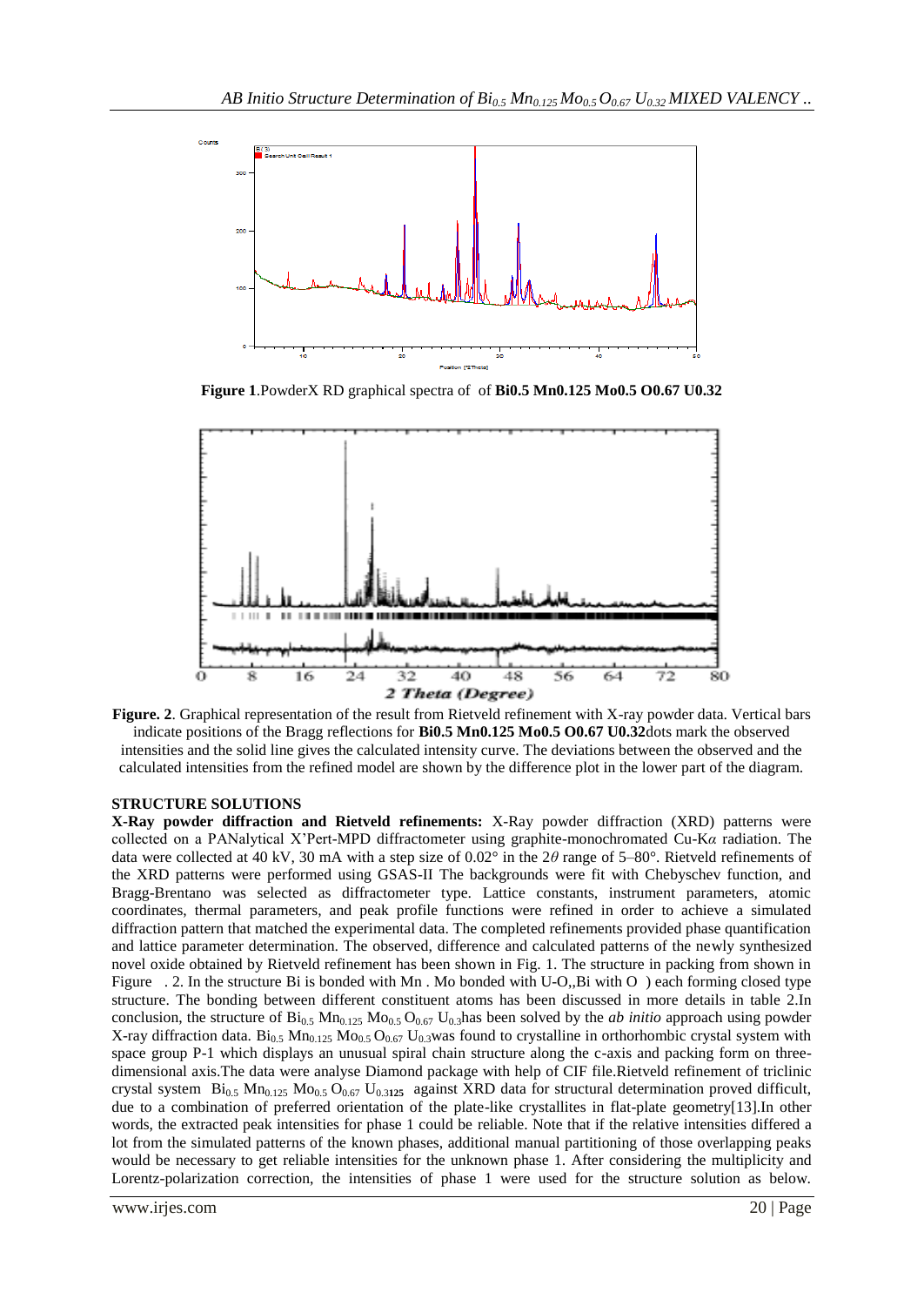**Figure 1**.PowderX RD graphical spectra of of **Bi0.5 Mn0.125 Mo0.5 O0.67 U0.32**

**Figure. 2**. Graphical representation of the result from Rietveld refinement with X-ray powder data. Vertical bars indicate positions of the Bragg reflections for **Bi0.5 Mn0.125 Mo0.5 O0.67 U0.32**dots mark the observed intensities and the solid line gives the calculated intensity curve. The deviations between the observed and the calculated intensities from the refined model are shown by the difference plot in the lower part of the diagram.

**STRUCTURE SOLUTIONS**

**X-Ray powder diffraction and Rietveld refinements:** X-Ray powder diffraction (XRD) patterns were collected on a PANalytical X'Pert-MPD diffractometer using graphite-monochromated Cu-K*α* radiation. The data were collected at 40 kV, 30 mA with a step size of 0.02° in the 2*θ* range of 5–80°. Rietveld refinements of the XRD patterns were performed using GSAS-II The backgrounds were fit with Chebyschev function, and Bragg-Brentano was selected as diffractometer type. Lattice constants, instrument parameters, atomic coordinates, thermal parameters, and peak profile functions were refined in order to achieve a simulated diffraction pattern that matched the experimental data. The completed refinements provided phase quantification and lattice parameter determination. The observed, difference and calculated patterns of the newly synthesized novel oxide obtained by Rietveld refinement has been shown in Fig. 1. The structure in packing from shown in Figure . 2. In the structure Bi is bonded with Mn . Mo bonded with U-O,,Bi with O ) each forming closed type structure. The bonding between different constituent atoms has been discussed in more details in table 2.In conclusion, the structure of $Bi_{0.5}$ $Mn_{0.125}$ $Mo_{0.5}$ $O_{0.67}$ $U_{0.3}$has been solved by the *ab initio* approach using powder X-ray diffraction data. $Bi_{0.5}$ $Mn_{0.125}$ $Mo_{0.5}$ $O_{0.67}$ $U_{0.3}$was found to crystalline in orthorhombic crystal system with space group P-1 which displays an unusual spiral chain structure along the c-axis and packing form on three-dimensional axis.The data were analyse Diamond package with help of CIF file.Rietveld refinement of triclinic crystal system $Bi_{0.5}$ $Mn_{0.125}$ $Mo_{0.5}$ $O_{0.67}$ $U_{0.3125}$ against XRD data for structural determination proved difficult, due to a combination of preferred orientation of the plate-like crystallites in flat-plate geometry[13].In other words, the extracted peak intensities for phase 1 could be reliable. Note that if the relative intensities differed a lot from the simulated patterns of the known phases, additional manual partitioning of those overlapping peaks would be necessary to get reliable intensities for the unknown phase 1. After considering the multiplicity and Lorentz-polarization correction, the intensities of phase 1 were used for the structure solution as below.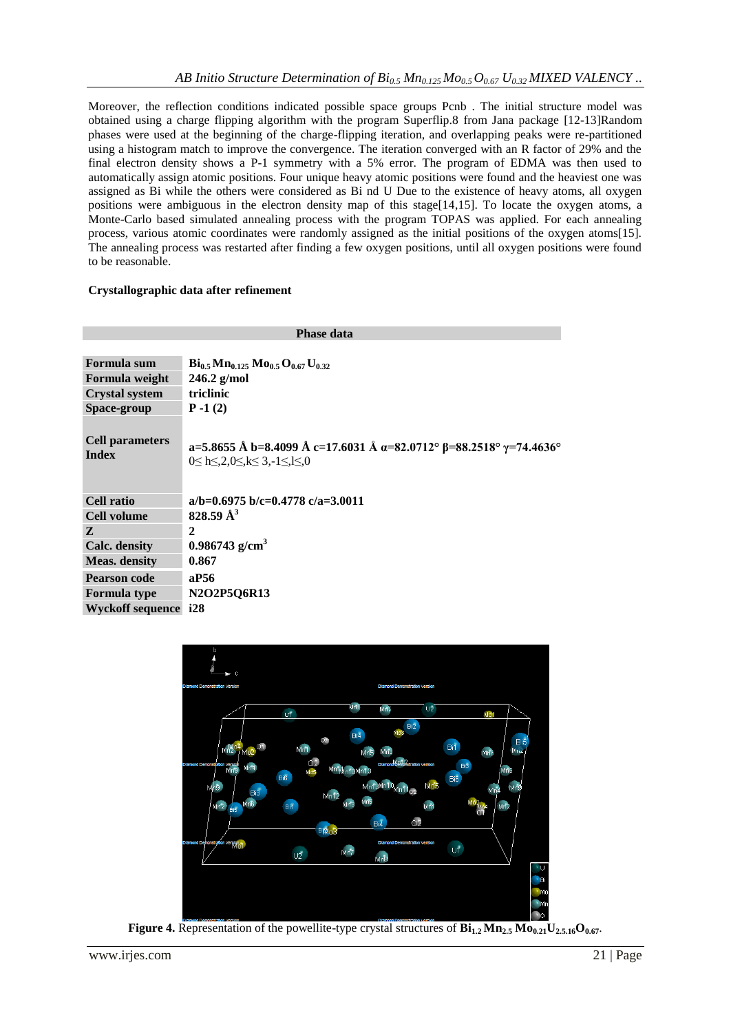Moreover, the reflection conditions indicated possible space groups Pcnb . The initial structure model was obtained using a charge flipping algorithm with the program Superflip.8 from Jana package [12-13]Random phases were used at the beginning of the charge-flipping iteration, and overlapping peaks were re-partitioned using a histogram match to improve the convergence. The iteration converged with an R factor of 29% and the final electron density shows a P-1 symmetry with a 5% error. The program of EDMA was then used to automatically assign atomic positions. Four unique heavy atomic positions were found and the heaviest one was assigned as Bi while the others were considered as Bi nd U Due to the existence of heavy atoms, all oxygen positions were ambiguous in the electron density map of this stage[14,15]. To locate the oxygen atoms, a Monte-Carlo based simulated annealing process with the program TOPAS was applied. For each annealing process, various atomic coordinates were randomly assigned as the initial positions of the oxygen atoms[15]. The annealing process was restarted after finding a few oxygen positions, until all oxygen positions were found to be reasonable.

**Crystallographic data after refinement**

| Phase data | |
|---|---|
| **Formula sum** | **$Bi_{0.5}Mn_{0.125}Mo_{0.5}O_{0.67}U_{0.32}$** |
| **Formula weight** | **246.2 g/mol** |
| **Crystal system** | **triclinic** |
| **Space-group** | **P -1 (2)** |
| **Cell parameters Index** | **a=5.8655 Å b=8.4099 Å c=17.6031 Å α=82.0712° β=88.2518° γ=74.4636°** $0\leq h\leq 2, 0\leq k\leq 3, -1\leq l\leq 0$ |
| **Cell ratio** | **a/b=0.6975 b/c=0.4778 c/a=3.0011** |
| **Cell volume** | **828.59 Å$^3$** |
| **Z** | **2** |
| **Calc. density** | **0.986743 g/cm$^3$** |
| **Meas. density** | **0.867** |
| **Pearson code** | **aP56** |
| **Formula type** | **N2O2P5Q6R13** |
| **Wyckoff sequence** | **i28** |

**Figure 4.** Representation of the powellite-type crystal structures of **$Bi_{1.2}Mn_{2.5}Mo_{0.21}U_{2.5.16}O_{0.67}$**.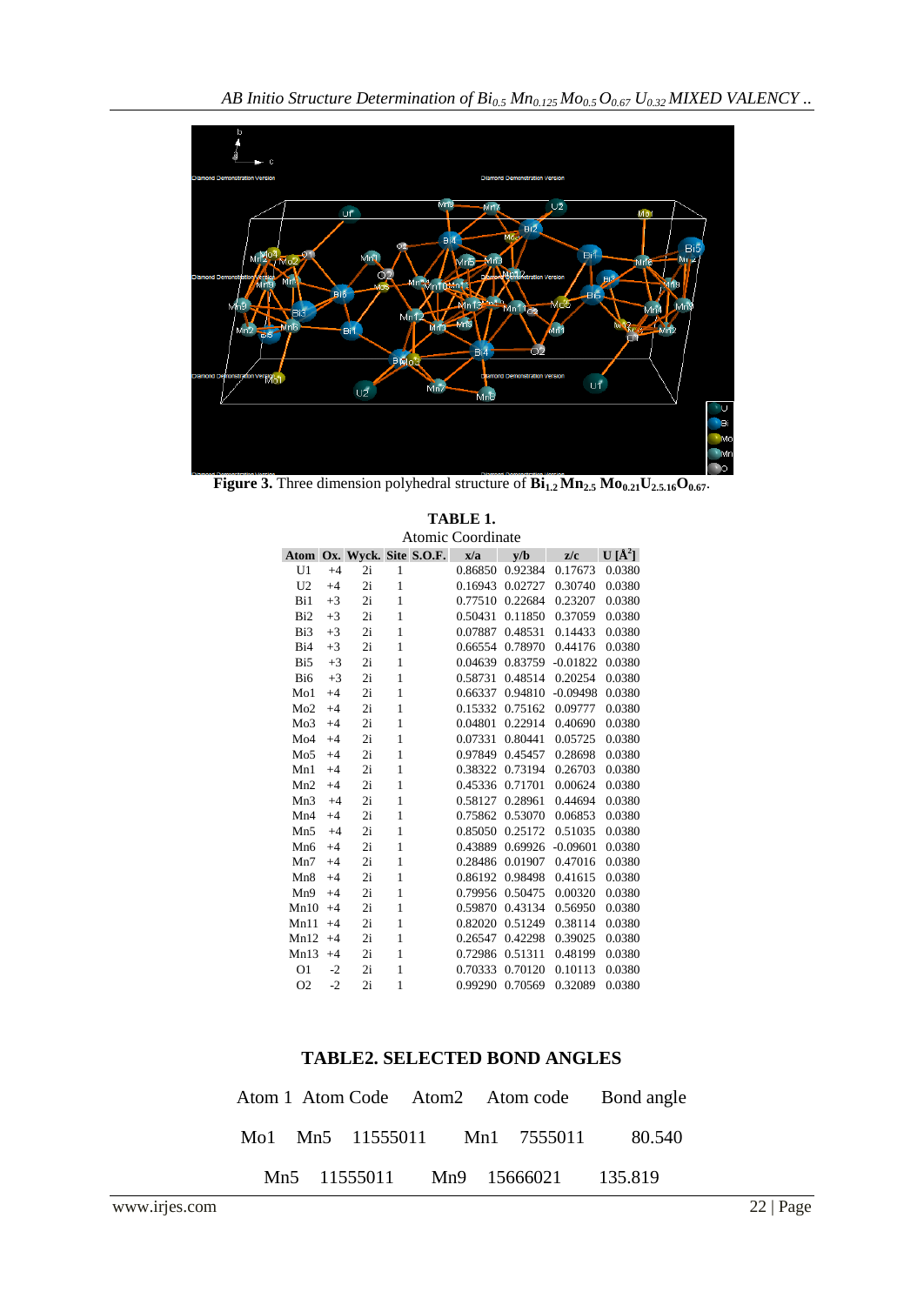**Figure 3.** Three dimension polyhedral structure of $\mathbf{Bi_{1.2}\,Mn_{2.5}\,Mo_{0.21}U_{2.5.16}O_{0.67}}$.

**TABLE 1.**

Atomic Coordinate

| Atom | Ox. | Wyck. | Site | S.O.F. | x/a | y/b | z/c | U [Å$^2$] |
|---|---|---|---|---|---|---|---|---|
| U1 | +4 | 2i | 1 | | 0.86850 | 0.92384 | 0.17673 | 0.0380 |
| U2 | +4 | 2i | 1 | | 0.16943 | 0.02727 | 0.30740 | 0.0380 |
| Bi1 | +3 | 2i | 1 | | 0.77510 | 0.22684 | 0.23207 | 0.0380 |
| Bi2 | +3 | 2i | 1 | | 0.50431 | 0.11850 | 0.37059 | 0.0380 |
| Bi3 | +3 | 2i | 1 | | 0.07887 | 0.48531 | 0.14433 | 0.0380 |
| Bi4 | +3 | 2i | 1 | | 0.66554 | 0.78970 | 0.44176 | 0.0380 |
| Bi5 | +3 | 2i | 1 | | 0.04639 | 0.83759 | -0.01822 | 0.0380 |
| Bi6 | +3 | 2i | 1 | | 0.58731 | 0.48514 | 0.20254 | 0.0380 |
| Mo1 | +4 | 2i | 1 | | 0.66337 | 0.94810 | -0.09498 | 0.0380 |
| Mo2 | +4 | 2i | 1 | | 0.15332 | 0.75162 | 0.09777 | 0.0380 |
| Mo3 | +4 | 2i | 1 | | 0.04801 | 0.22914 | 0.40690 | 0.0380 |
| Mo4 | +4 | 2i | 1 | | 0.07331 | 0.80441 | 0.05725 | 0.0380 |
| Mo5 | +4 | 2i | 1 | | 0.97849 | 0.45457 | 0.28698 | 0.0380 |
| Mn1 | +4 | 2i | 1 | | 0.38322 | 0.73194 | 0.26703 | 0.0380 |
| Mn2 | +4 | 2i | 1 | | 0.45336 | 0.71701 | 0.00624 | 0.0380 |
| Mn3 | +4 | 2i | 1 | | 0.58127 | 0.28961 | 0.44694 | 0.0380 |
| Mn4 | +4 | 2i | 1 | | 0.75862 | 0.53070 | 0.06853 | 0.0380 |
| Mn5 | +4 | 2i | 1 | | 0.85050 | 0.25172 | 0.51035 | 0.0380 |
| Mn6 | +4 | 2i | 1 | | 0.43889 | 0.69926 | -0.09601 | 0.0380 |
| Mn7 | +4 | 2i | 1 | | 0.28486 | 0.01907 | 0.47016 | 0.0380 |
| Mn8 | +4 | 2i | 1 | | 0.86192 | 0.98498 | 0.41615 | 0.0380 |
| Mn9 | +4 | 2i | 1 | | 0.79956 | 0.50475 | 0.00320 | 0.0380 |
| Mn10 | +4 | 2i | 1 | | 0.59870 | 0.43134 | 0.56950 | 0.0380 |
| Mn11 | +4 | 2i | 1 | | 0.82020 | 0.51249 | 0.38114 | 0.0380 |
| Mn12 | +4 | 2i | 1 | | 0.26547 | 0.42298 | 0.39025 | 0.0380 |
| Mn13 | +4 | 2i | 1 | | 0.72986 | 0.51311 | 0.48199 | 0.0380 |
| O1 | -2 | 2i | 1 | | 0.70333 | 0.70120 | 0.10113 | 0.0380 |
| O2 | -2 | 2i | 1 | | 0.99290 | 0.70569 | 0.32089 | 0.0380 |

**TABLE2. SELECTED BOND ANGLES**

| Atom 1 | Atom Code | | Atom2 | Atom code | Bond angle |
|---|---|---|---|---|---|
| Mo1 | Mn5 | 11555011 | Mn1 | 7555011 | 80.540 |
| | Mn5 | 11555011 | Mn9 | 15666021 | 135.819 |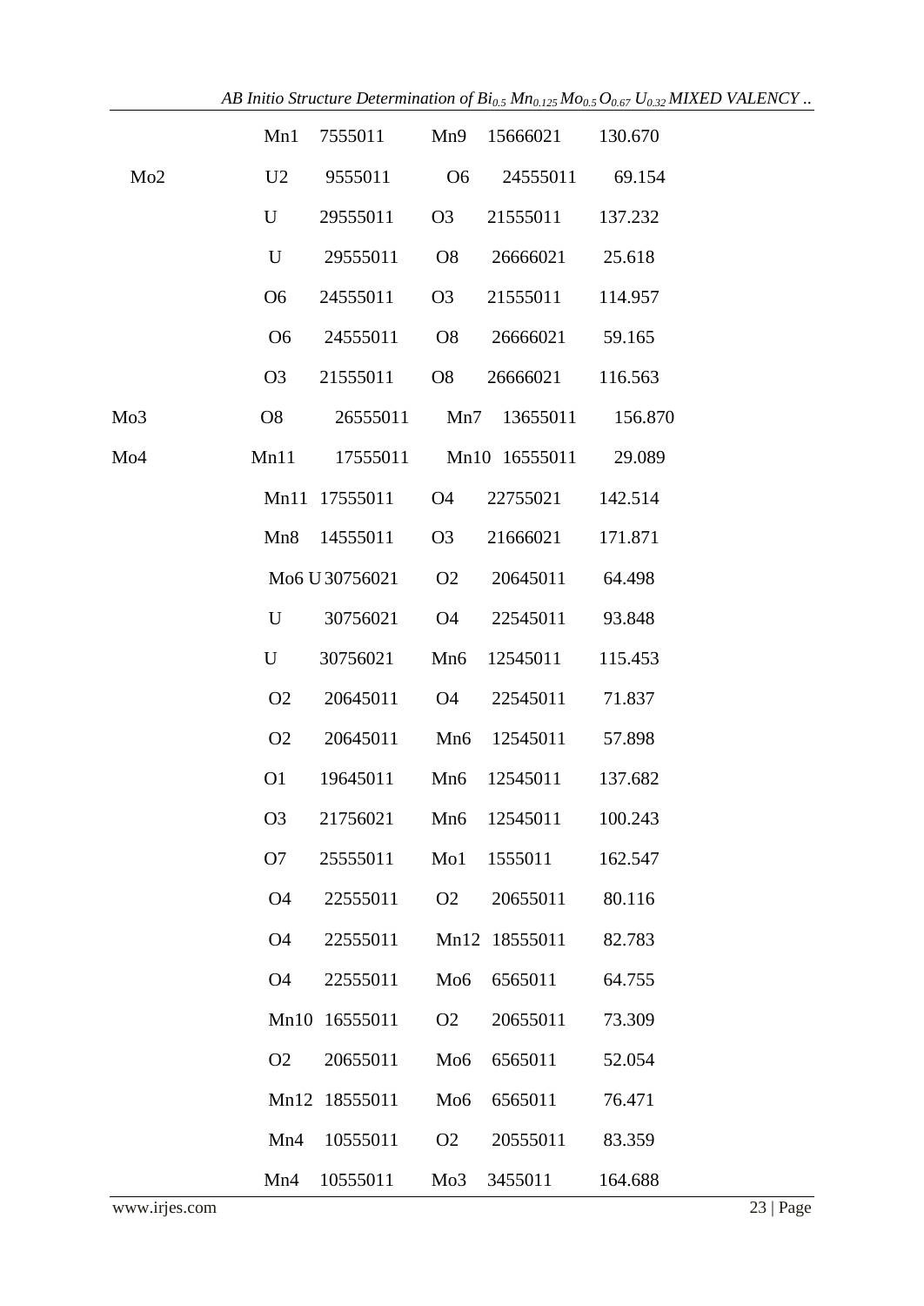| | | | | | |
|---|---|---|---|---|---|
| | Mn1 | 7555011 | Mn9 | 15666021 | 130.670 |
| Mo2 | U2 | 9555011 | O6 | 24555011 | 69.154 |
| | U | 29555011 | O3 | 21555011 | 137.232 |
| | U | 29555011 | O8 | 26666021 | 25.618 |
| | O6 | 24555011 | O3 | 21555011 | 114.957 |
| | O6 | 24555011 | O8 | 26666021 | 59.165 |
| | O3 | 21555011 | O8 | 26666021 | 116.563 |
| Mo3 | O8 | 26555011 | Mn7 | 13655011 | 156.870 |
| Mo4 | Mn11 | 17555011 | Mn10 | 16555011 | 29.089 |
| | Mn11 | 17555011 | O4 | 22755021 | 142.514 |
| | Mn8 | 14555011 | O3 | 21666021 | 171.871 |
| Mo6 | U | 30756021 | O2 | 20645011 | 64.498 |
| | U | 30756021 | O4 | 22545011 | 93.848 |
| | U | 30756021 | Mn6 | 12545011 | 115.453 |
| | O2 | 20645011 | O4 | 22545011 | 71.837 |
| | O2 | 20645011 | Mn6 | 12545011 | 57.898 |
| | O1 | 19645011 | Mn6 | 12545011 | 137.682 |
| | O3 | 21756021 | Mn6 | 12545011 | 100.243 |
| | O7 | 25555011 | Mo1 | 1555011 | 162.547 |
| | O4 | 22555011 | O2 | 20655011 | 80.116 |
| | O4 | 22555011 | Mn12 | 18555011 | 82.783 |
| | O4 | 22555011 | Mo6 | 6565011 | 64.755 |
| | Mn10 | 16555011 | O2 | 20655011 | 73.309 |
| | O2 | 20655011 | Mo6 | 6565011 | 52.054 |
| | Mn12 | 18555011 | Mo6 | 6565011 | 76.471 |
| | Mn4 | 10555011 | O2 | 20555011 | 83.359 |
| | Mn4 | 10555011 | Mo3 | 3455011 | 164.688 |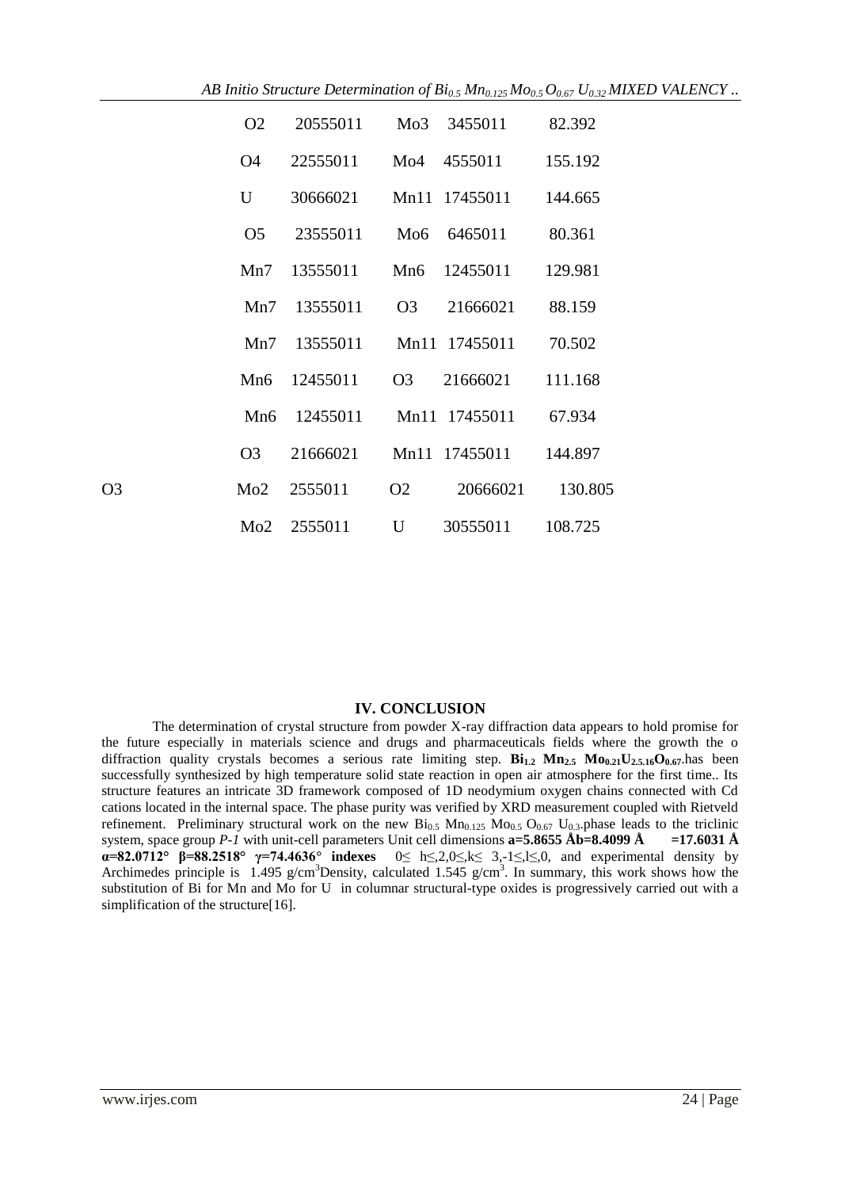| | | | | | |
|---|---|---|---|---|---|
| | O2 | 20555011 | Mo3 | 3455011 | 82.392 |
| | O4 | 22555011 | Mo4 | 4555011 | 155.192 |
| | U | 30666021 | Mn11 | 17455011 | 144.665 |
| | O5 | 23555011 | Mo6 | 6465011 | 80.361 |
| | Mn7 | 13555011 | Mn6 | 12455011 | 129.981 |
| | Mn7 | 13555011 | O3 | 21666021 | 88.159 |
| | Mn7 | 13555011 | Mn11 | 17455011 | 70.502 |
| | Mn6 | 12455011 | O3 | 21666021 | 111.168 |
| | Mn6 | 12455011 | Mn11 | 17455011 | 67.934 |
| | O3 | 21666021 | Mn11 | 17455011 | 144.897 |
| O3 | Mo2 | 2555011 | O2 | 20666021 | 130.805 |
| | Mo2 | 2555011 | U | 30555011 | 108.725 |

## IV. CONCLUSION

The determination of crystal structure from powder X-ray diffraction data appears to hold promise for the future especially in materials science and drugs and pharmaceuticals fields where the growth the o diffraction quality crystals becomes a serious rate limiting step. **$Bi_{1.2}$ $Mn_{2.5}$ $Mo_{0.21}U_{2.5.16}O_{0.67}$**.has been successfully synthesized by high temperature solid state reaction in open air atmosphere for the first time.. Its structure features an intricate 3D framework composed of 1D neodymium oxygen chains connected with Cd cations located in the internal space. The phase purity was verified by XRD measurement coupled with Rietveld refinement. Preliminary structural work on the new $Bi_{0.5}$ $Mn_{0.125}$ $Mo_{0.5}$ $O_{0.67}$ $U_{0.3}$.phase leads to the triclinic system, space group *P-1* with unit-cell parameters Unit cell dimensions **a=5.8655 Åb=8.4099 Å =17.6031 Å α=82.0712° β=88.2518° γ=74.4636° indexes** 0≤ h≤,2,0≤,k≤ 3,-1≤,l≤,0, and experimental density by Archimedes principle is 1.495 g/cm$^3$Density, calculated 1.545 g/cm$^3$. In summary, this work shows how the substitution of Bi for Mn and Mo for U in columnar structural-type oxides is progressively carried out with a simplification of the structure[16].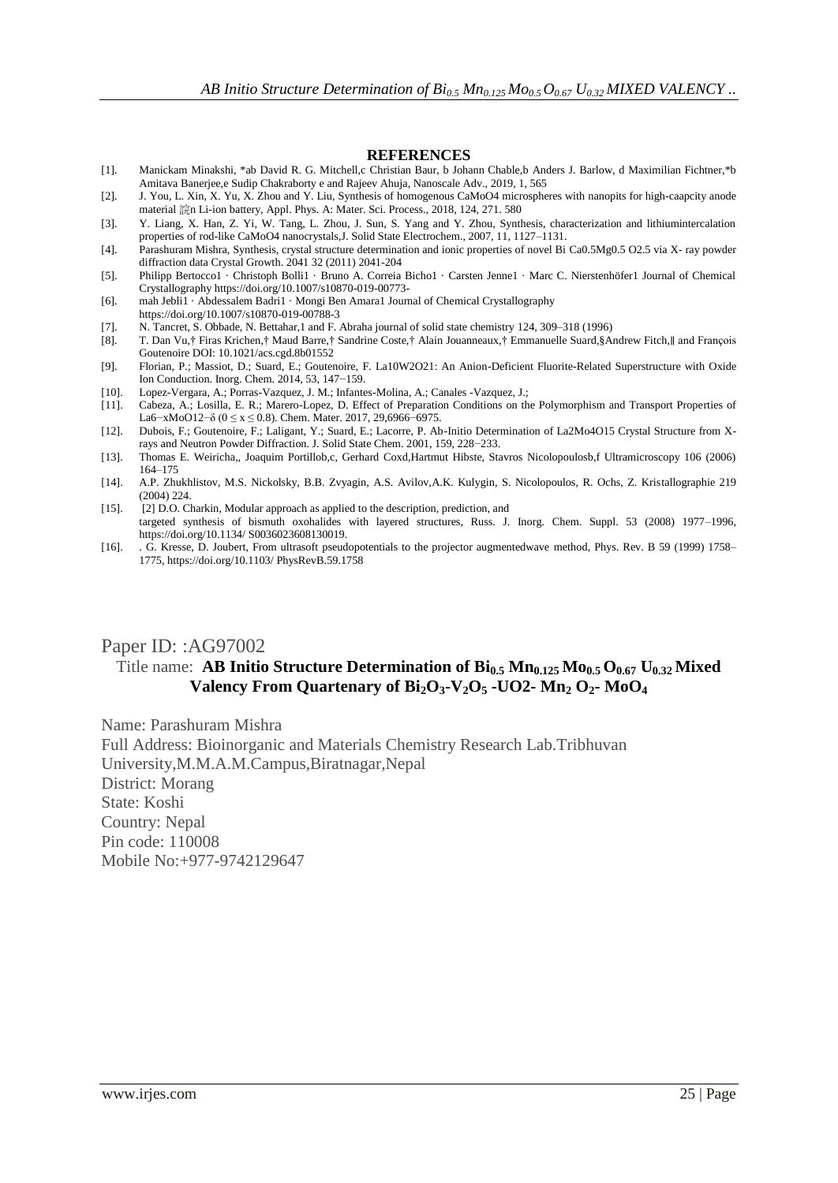## REFERENCES

[1]. Manickam Minakshi, *ab David R. G. Mitchell,c Christian Baur, b Johann Chable,b Anders J. Barlow, d Maximilian Fichtner,*b Amitava Banerjee,e Sudip Chakraborty e and Rajeev Ahuja, Nanoscale Adv., 2019, 1, 565

[2]. J. You, L. Xin, X. Yu, X. Zhou and Y. Liu, Synthesis of homogenous CaMoO4 microspheres with nanopits for high-caapcity anode material 読n Li-ion battery, Appl. Phys. A: Mater. Sci. Process., 2018, 124, 271. 580

[3]. Y. Liang, X. Han, Z. Yi, W. Tang, L. Zhou, J. Sun, S. Yang and Y. Zhou, Synthesis, characterization and lithiumintercalation properties of rod-like CaMoO4 nanocrystals,J. Solid State Electrochem., 2007, 11, 1127–1131.

[4]. Parashuram Mishra, Synthesis, crystal structure determination and ionic properties of novel Bi Ca0.5Mg0.5 O2.5 via X- ray powder diffraction data Crystal Growth. 2041 32 (2011) 2041-204

[5]. Philipp Bertocco1 · Christoph Bolli1 · Bruno A. Correia Bicho1 · Carsten Jenne1 · Marc C. Nierstenhöfer1 Journal of Chemical Crystallography https://doi.org/10.1007/s10870-019-00773-

[6]. mah Jebli1 · Abdessalem Badri1 · Mongi Ben Amara1 Journal of Chemical Crystallography https://doi.org/10.1007/s10870-019-00788-3

[7]. N. Tancret, S. Obbade, N. Bettahar,1 and F. Abraha journal of solid state chemistry 124, 309–318 (1996)

[8]. T. Dan Vu,† Firas Krichen,† Maud Barre,† Sandrine Coste,† Alain Jouanneaux,† Emmanuelle Suard,§Andrew Fitch,∥ and François Goutenoire DOI: 10.1021/acs.cgd.8b01552

[9]. Florian, P.; Massiot, D.; Suard, E.; Goutenoire, F. La10W2O21: An Anion-Deficient Fluorite-Related Superstructure with Oxide Ion Conduction. Inorg. Chem. 2014, 53, 147−159.

[10]. Lopez-Vergara, A.; Porras-Vazquez, J. M.; Infantes-Molina, A.; Canales -Vazquez, J.;

[11]. Cabeza, A.; Losilla, E. R.; Marero-Lopez, D. Effect of Preparation Conditions on the Polymorphism and Transport Properties of La6−xMoO12−δ (0 ≤ x ≤ 0.8). Chem. Mater. 2017, 29,6966−6975.

[12]. Dubois, F.; Goutenoire, F.; Laligant, Y.; Suard, E.; Lacorre, P. Ab-Initio Determination of La2Mo4O15 Crystal Structure from X-rays and Neutron Powder Diffraction. J. Solid State Chem. 2001, 159, 228−233.

[13]. Thomas E. Weiricha,, Joaquim Portillob,c, Gerhard Coxd,Hartmut Hibste, Stavros Nicolopoulosb,f Ultramicroscopy 106 (2006) 164–175

[14]. A.P. Zhukhlistov, M.S. Nickolsky, B.B. Zvyagin, A.S. Avilov,A.K. Kulygin, S. Nicolopoulos, R. Ochs, Z. Kristallographie 219 (2004) 224.

[15]. [2] D.O. Charkin, Modular approach as applied to the description, prediction, and targeted synthesis of bismuth oxohalides with layered structures, Russ. J. Inorg. Chem. Suppl. 53 (2008) 1977–1996, https://doi.org/10.1134/ S0036023608130019.

[16]. . G. Kresse, D. Joubert, From ultrasoft pseudopotentials to the projector augmentedwave method, Phys. Rev. B 59 (1999) 1758–1775, https://doi.org/10.1103/ PhysRevB.59.1758

Paper ID: :AG97002

Title name: **AB Initio Structure Determination of $Bi_{0.5}$ $Mn_{0.125}$ $Mo_{0.5}$ $O_{0.67}$ $U_{0.32}$ Mixed Valency From Quartenary of $Bi_2O_3$-$V_2O_5$ -UO2- $Mn_2$ $O_2$- $MoO_4$**

Name: Parashuram Mishra

Full Address: Bioinorganic and Materials Chemistry Research Lab.Tribhuvan University,M.M.A.M.Campus,Biratnagar,Nepal

District: Morang

State: Koshi

Country: Nepal

Pin code: 110008

Mobile No:+977-9742129647